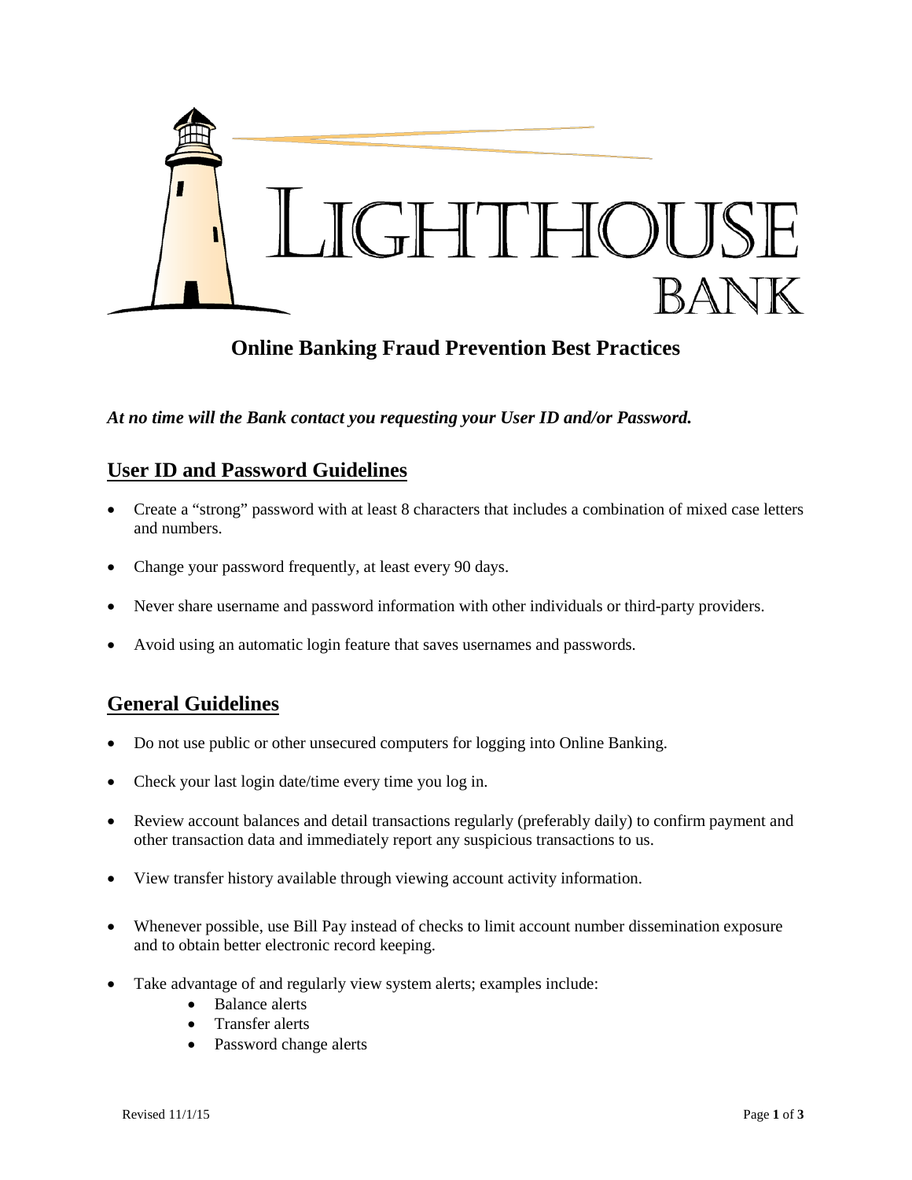# Lighthouse Bank

## Online Banking Fraud Prevention Best Practices

***At no time will the Bank contact you requesting your User ID and/or Password.***

### User ID and Password Guidelines

- Create a "strong" password with at least 8 characters that includes a combination of mixed case letters and numbers.
- Change your password frequently, at least every 90 days.
- Never share username and password information with other individuals or third-party providers.
- Avoid using an automatic login feature that saves usernames and passwords.

### General Guidelines

- Do not use public or other unsecured computers for logging into Online Banking.
- Check your last login date/time every time you log in.
- Review account balances and detail transactions regularly (preferably daily) to confirm payment and other transaction data and immediately report any suspicious transactions to us.
- View transfer history available through viewing account activity information.
- Whenever possible, use Bill Pay instead of checks to limit account number dissemination exposure and to obtain better electronic record keeping.
- Take advantage of and regularly view system alerts; examples include:
  - Balance alerts
  - Transfer alerts
  - Password change alerts

Revised 11/1/15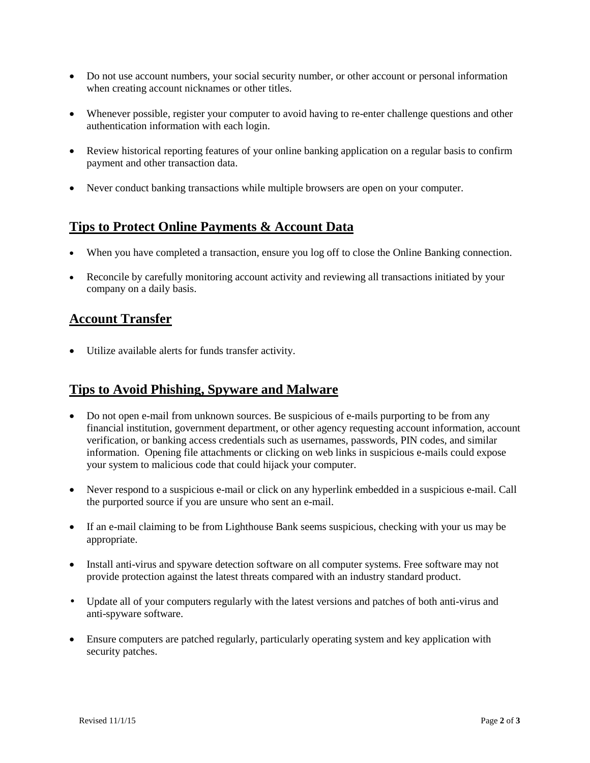- Do not use account numbers, your social security number, or other account or personal information when creating account nicknames or other titles.
- Whenever possible, register your computer to avoid having to re-enter challenge questions and other authentication information with each login.
- Review historical reporting features of your online banking application on a regular basis to confirm payment and other transaction data.
- Never conduct banking transactions while multiple browsers are open on your computer.

## Tips to Protect Online Payments & Account Data

- When you have completed a transaction, ensure you log off to close the Online Banking connection.
- Reconcile by carefully monitoring account activity and reviewing all transactions initiated by your company on a daily basis.

## Account Transfer

- Utilize available alerts for funds transfer activity.

## Tips to Avoid Phishing, Spyware and Malware

- Do not open e-mail from unknown sources. Be suspicious of e-mails purporting to be from any financial institution, government department, or other agency requesting account information, account verification, or banking access credentials such as usernames, passwords, PIN codes, and similar information. Opening file attachments or clicking on web links in suspicious e-mails could expose your system to malicious code that could hijack your computer.
- Never respond to a suspicious e-mail or click on any hyperlink embedded in a suspicious e-mail. Call the purported source if you are unsure who sent an e-mail.
- If an e-mail claiming to be from Lighthouse Bank seems suspicious, checking with your us may be appropriate.
- Install anti-virus and spyware detection software on all computer systems. Free software may not provide protection against the latest threats compared with an industry standard product.
- Update all of your computers regularly with the latest versions and patches of both anti-virus and anti-spyware software.
- Ensure computers are patched regularly, particularly operating system and key application with security patches.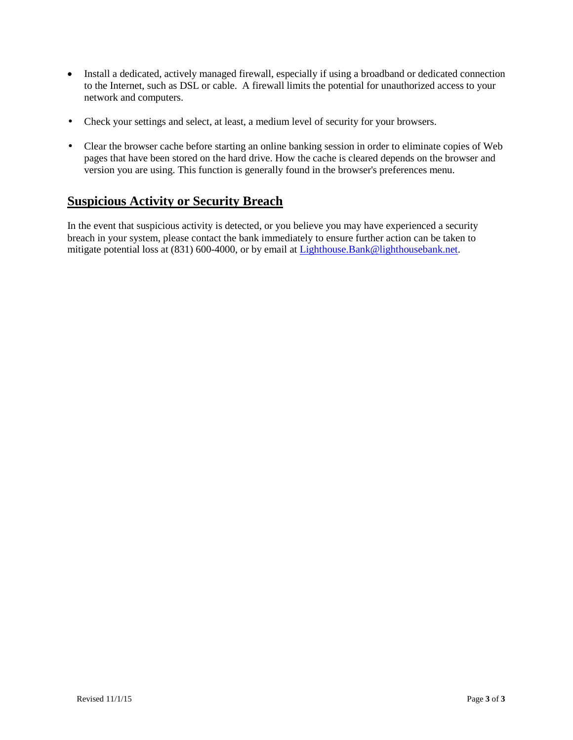- Install a dedicated, actively managed firewall, especially if using a broadband or dedicated connection to the Internet, such as DSL or cable. A firewall limits the potential for unauthorized access to your network and computers.
- Check your settings and select, at least, a medium level of security for your browsers.
- Clear the browser cache before starting an online banking session in order to eliminate copies of Web pages that have been stored on the hard drive. How the cache is cleared depends on the browser and version you are using. This function is generally found in the browser's preferences menu.

## Suspicious Activity or Security Breach

In the event that suspicious activity is detected, or you believe you may have experienced a security breach in your system, please contact the bank immediately to ensure further action can be taken to mitigate potential loss at (831) 600-4000, or by email at Lighthouse.Bank@lighthousebank.net.

Revised 11/1/15